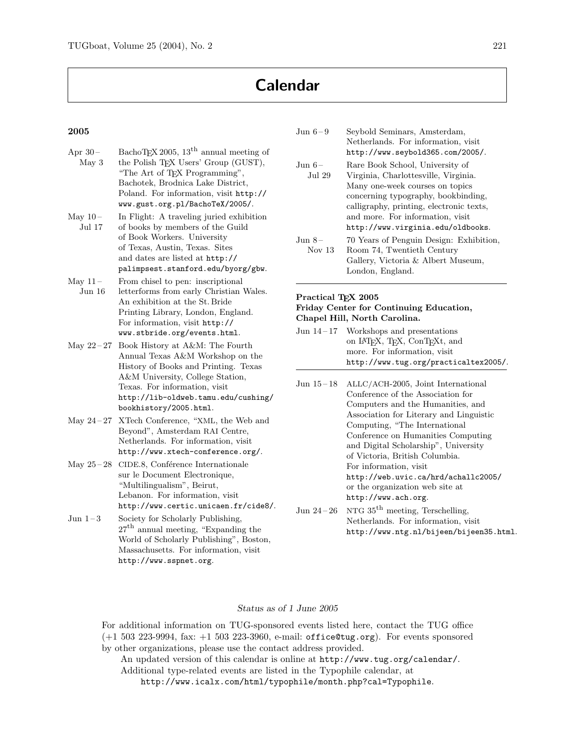# Calendar

**2005**

| | |
|---|---|
| Apr 30 – May 3 | BachoTEX 2005, 13th annual meeting of the Polish TEX Users' Group (GUST), "The Art of TEX Programming", Bachotek, Brodnica Lake District, Poland. For information, visit `http://www.gust.org.pl/BachoTeX/2005/`. |
| May 10 – Jul 17 | In Flight: A traveling juried exhibition of books by members of the Guild of Book Workers. University of Texas, Austin, Texas. Sites and dates are listed at `http://palimpsest.stanford.edu/byorg/gbw`. |
| May 11 – Jun 16 | From chisel to pen: inscriptional letterforms from early Christian Wales. An exhibition at the St. Bride Printing Library, London, England. For information, visit `http://www.stbride.org/events.html`. |
| May 22 – 27 | Book History at A&M: The Fourth Annual Texas A&M Workshop on the History of Books and Printing. Texas A&M University, College Station, Texas. For information, visit `http://lib-oldweb.tamu.edu/cushing/bookhistory/2005.html`. |
| May 24 – 27 | XTech Conference, "XML, the Web and Beyond", Amsterdam RAI Centre, Netherlands. For information, visit `http://www.xtech-conference.org/`. |
| May 25 – 28 | CIDE.8, Conférence Internationale sur le Document Electronique, "Multilingualism", Beirut, Lebanon. For information, visit `http://www.certic.unicaen.fr/cide8/`. |
| Jun 1 – 3 | Society for Scholarly Publishing, 27th annual meeting, "Expanding the World of Scholarly Publishing", Boston, Massachusetts. For information, visit `http://www.sspnet.org`. |
| Jun 6 – 9 | Seybold Seminars, Amsterdam, Netherlands. For information, visit `http://www.seybold365.com/2005/`. |
| Jun 6 – Jul 29 | Rare Book School, University of Virginia, Charlottesville, Virginia. Many one-week courses on topics concerning typography, bookbinding, calligraphy, printing, electronic texts, and more. For information, visit `http://www.virginia.edu/oldbooks`. |
| Jun 8 – Nov 13 | 70 Years of Penguin Design: Exhibition, Room 74, Twentieth Century Gallery, Victoria & Albert Museum, London, England. |

---

**Practical TEX 2005**
**Friday Center for Continuing Education, Chapel Hill, North Carolina.**

| | |
|---|---|
| Jun 14 – 17 | Workshops and presentations on LATEX, TEX, ConTEXt, and more. For information, visit `http://www.tug.org/practicaltex2005/`. |

---

| | |
|---|---|
| Jun 15 – 18 | ALLC/ACH-2005, Joint International Conference of the Association for Computers and the Humanities, and Association for Literary and Linguistic Computing, "The International Conference on Humanities Computing and Digital Scholarship", University of Victoria, British Columbia. For information, visit `http://web.uvic.ca/hrd/achallc2005/` or the organization web site at `http://www.ach.org`. |
| Jun 24 – 26 | NTG 35th meeting, Terschelling, Netherlands. For information, visit `http://www.ntg.nl/bijeen/bijeen35.html`. |

*Status as of 1 June 2005*

For additional information on TUG-sponsored events listed here, contact the TUG office (+1 503 223-9994, fax: +1 503 223-3960, e-mail: `office@tug.org`). For events sponsored by other organizations, please use the contact address provided.

An updated version of this calendar is online at `http://www.tug.org/calendar/`.

Additional type-related events are listed in the Typophile calendar, at `http://www.icalx.com/html/typophile/month.php?cal=Typophile`.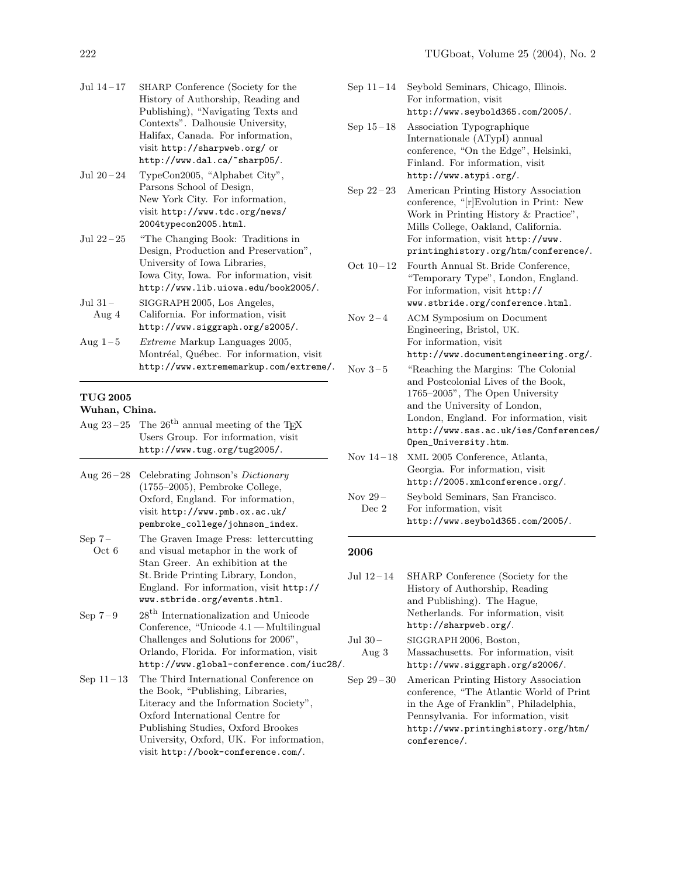Jul 14 – 17 SHARP Conference (Society for the History of Authorship, Reading and Publishing), "Navigating Texts and Contexts". Dalhousie University, Halifax, Canada. For information, visit http://sharpweb.org/ or http://www.dal.ca/~sharp05/.

Jul 20 – 24 TypeCon2005, "Alphabet City", Parsons School of Design, New York City. For information, visit http://www.tdc.org/news/2004typecon2005.html.

Jul 22 – 25 "The Changing Book: Traditions in Design, Production and Preservation", University of Iowa Libraries, Iowa City, Iowa. For information, visit http://www.lib.uiowa.edu/book2005/.

Jul 31 – Aug 4 SIGGRAPH 2005, Los Angeles, California. For information, visit http://www.siggraph.org/s2005/.

Aug 1 – 5 *Extreme* Markup Languages 2005, Montréal, Québec. For information, visit http://www.extrememarkup.com/extreme/.

---

**TUG 2005**
**Wuhan, China.**

Aug 23 – 25 The 26th annual meeting of the TeX Users Group. For information, visit http://www.tug.org/tug2005/.

---

Aug 26 – 28 Celebrating Johnson's *Dictionary* (1755–2005), Pembroke College, Oxford, England. For information, visit http://www.pmb.ox.ac.uk/pembroke_college/johnson_index.

Sep 7 – Oct 6 The Graven Image Press: lettercutting and visual metaphor in the work of Stan Greer. An exhibition at the St. Bride Printing Library, London, England. For information, visit http://www.stbride.org/events.html.

Sep 7 – 9 28th Internationalization and Unicode Conference, "Unicode 4.1 — Multilingual Challenges and Solutions for 2006", Orlando, Florida. For information, visit http://www.global-conference.com/iuc28/.

Sep 11 – 13 The Third International Conference on the Book, "Publishing, Libraries, Literacy and the Information Society", Oxford International Centre for Publishing Studies, Oxford Brookes University, Oxford, UK. For information, visit http://book-conference.com/.

Sep 11 – 14 Seybold Seminars, Chicago, Illinois. For information, visit http://www.seybold365.com/2005/.

Sep 15 – 18 Association Typographique Internationale (ATypI) annual conference, "On the Edge", Helsinki, Finland. For information, visit http://www.atypi.org/.

Sep 22 – 23 American Printing History Association conference, "[r]Evolution in Print: New Work in Printing History & Practice", Mills College, Oakland, California. For information, visit http://www.printinghistory.org/htm/conference/.

Oct 10 – 12 Fourth Annual St. Bride Conference, "Temporary Type", London, England. For information, visit http://www.stbride.org/conference.html.

Nov 2 – 4 ACM Symposium on Document Engineering, Bristol, UK. For information, visit http://www.documentengineering.org/.

Nov 3 – 5 "Reaching the Margins: The Colonial and Postcolonial Lives of the Book, 1765–2005", The Open University and the University of London, London, England. For information, visit http://www.sas.ac.uk/ies/Conferences/Open_University.htm.

Nov 14 – 18 XML 2005 Conference, Atlanta, Georgia. For information, visit http://2005.xmlconference.org/.

Nov 29 – Dec 2 Seybold Seminars, San Francisco. For information, visit http://www.seybold365.com/2005/.

---

**2006**

Jul 12 – 14 SHARP Conference (Society for the History of Authorship, Reading and Publishing). The Hague, Netherlands. For information, visit http://sharpweb.org/.

Jul 30 – Aug 3 SIGGRAPH 2006, Boston, Massachusetts. For information, visit http://www.siggraph.org/s2006/.

Sep 29 – 30 American Printing History Association conference, "The Atlantic World of Print in the Age of Franklin", Philadelphia, Pennsylvania. For information, visit http://www.printinghistory.org/htm/conference/.